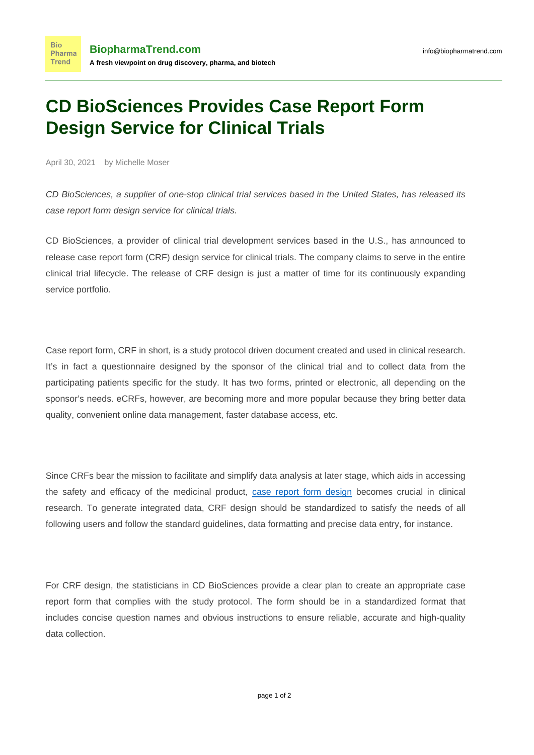# CD BioSciences Provides Case Report Form Design Service for Clinical Trials

April 30, 2021 by Michelle Moser

*CD BioSciences, a supplier of one-stop clinical trial services based in the United States, has released its case report form design service for clinical trials.*

CD BioSciences, a provider of clinical trial development services based in the U.S., has announced to release case report form (CRF) design service for clinical trials. The company claims to serve in the entire clinical trial lifecycle. The release of CRF design is just a matter of time for its continuously expanding service portfolio.

Case report form, CRF in short, is a study protocol driven document created and used in clinical research. It's in fact a questionnaire designed by the sponsor of the clinical trial and to collect data from the participating patients specific for the study. It has two forms, printed or electronic, all depending on the sponsor's needs. eCRFs, however, are becoming more and more popular because they bring better data quality, convenient online data management, faster database access, etc.

Since CRFs bear the mission to facilitate and simplify data analysis at later stage, which aids in accessing the safety and efficacy of the medicinal product, case report form design becomes crucial in clinical research. To generate integrated data, CRF design should be standardized to satisfy the needs of all following users and follow the standard guidelines, data formatting and precise data entry, for instance.

For CRF design, the statisticians in CD BioSciences provide a clear plan to create an appropriate case report form that complies with the study protocol. The form should be in a standardized format that includes concise question names and obvious instructions to ensure reliable, accurate and high-quality data collection.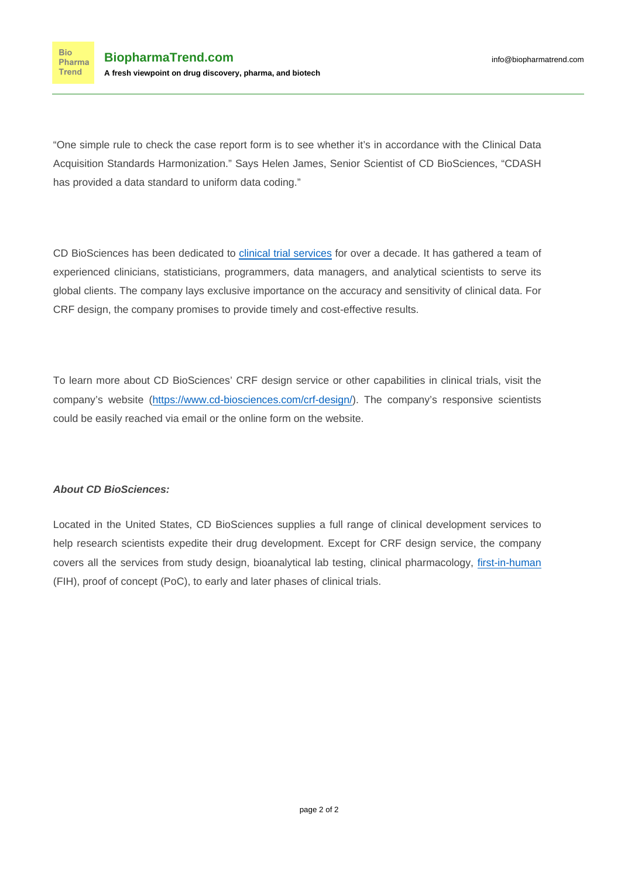“One simple rule to check the case report form is to see whether it’s in accordance with the Clinical Data Acquisition Standards Harmonization.” Says Helen James, Senior Scientist of CD BioSciences, “CDASH has provided a data standard to uniform data coding.”

CD BioSciences has been dedicated to clinical trial services for over a decade. It has gathered a team of experienced clinicians, statisticians, programmers, data managers, and analytical scientists to serve its global clients. The company lays exclusive importance on the accuracy and sensitivity of clinical data. For CRF design, the company promises to provide timely and cost-effective results.

To learn more about CD BioSciences’ CRF design service or other capabilities in clinical trials, visit the company’s website (https://www.cd-biosciences.com/crf-design/). The company’s responsive scientists could be easily reached via email or the online form on the website.

***About CD BioSciences:***

Located in the United States, CD BioSciences supplies a full range of clinical development services to help research scientists expedite their drug development. Except for CRF design service, the company covers all the services from study design, bioanalytical lab testing, clinical pharmacology, first-in-human (FIH), proof of concept (PoC), to early and later phases of clinical trials.